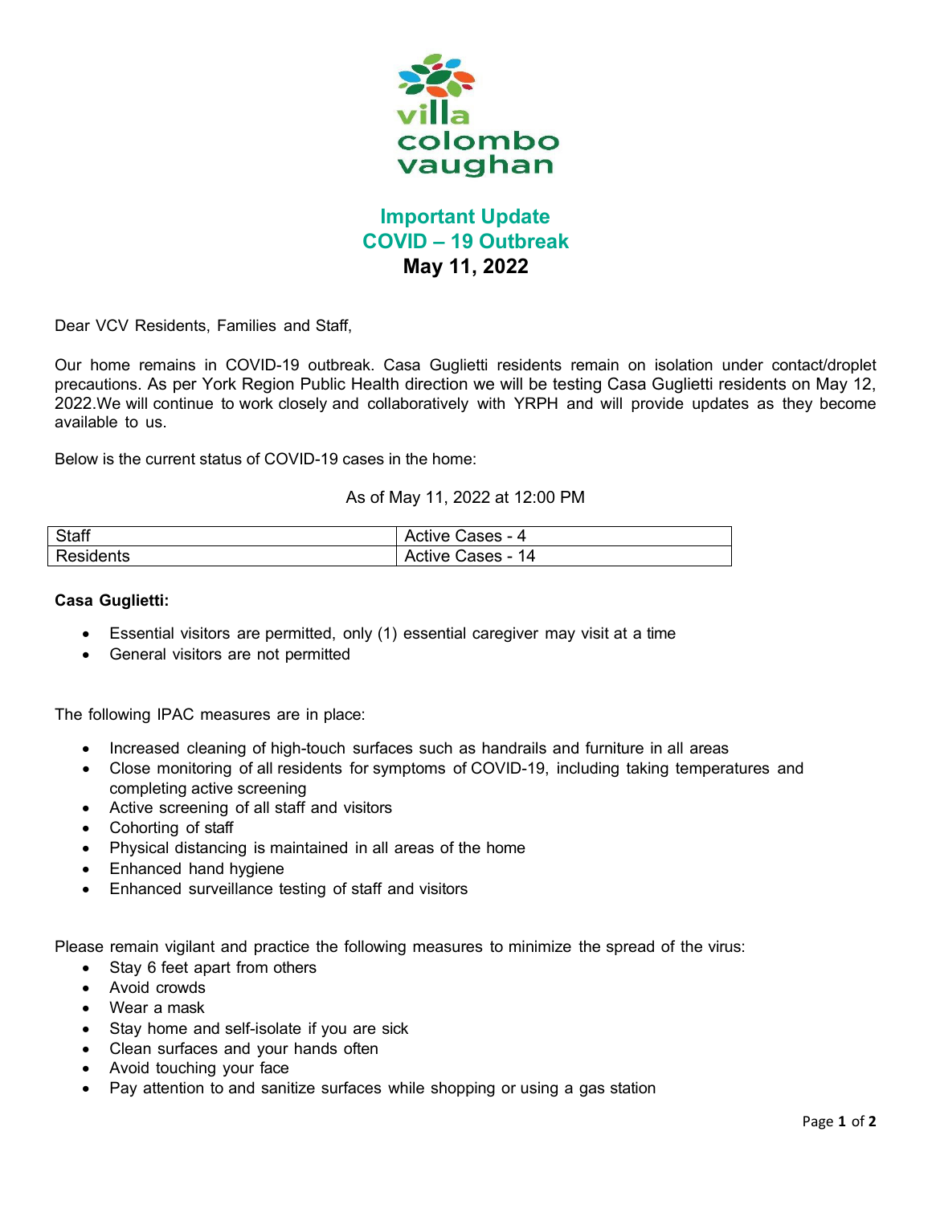villa colombo vaughan

# Important Update
# COVID – 19 Outbreak
# May 11, 2022

Dear VCV Residents, Families and Staff,

Our home remains in COVID-19 outbreak. Casa Guglietti residents remain on isolation under contact/droplet precautions. As per York Region Public Health direction we will be testing Casa Guglietti residents on May 12, 2022.We will continue to work closely and collaboratively with YRPH and will provide updates as they become available to us.

Below is the current status of COVID-19 cases in the home:

As of May 11, 2022 at 12:00 PM

| Staff | Active Cases - 4 |
|---|---|
| Residents | Active Cases - 14 |

**Casa Guglietti:**

- Essential visitors are permitted, only (1) essential caregiver may visit at a time
- General visitors are not permitted

The following IPAC measures are in place:

- Increased cleaning of high-touch surfaces such as handrails and furniture in all areas
- Close monitoring of all residents for symptoms of COVID-19, including taking temperatures and completing active screening
- Active screening of all staff and visitors
- Cohorting of staff
- Physical distancing is maintained in all areas of the home
- Enhanced hand hygiene
- Enhanced surveillance testing of staff and visitors

Please remain vigilant and practice the following measures to minimize the spread of the virus:

- Stay 6 feet apart from others
- Avoid crowds
- Wear a mask
- Stay home and self-isolate if you are sick
- Clean surfaces and your hands often
- Avoid touching your face
- Pay attention to and sanitize surfaces while shopping or using a gas station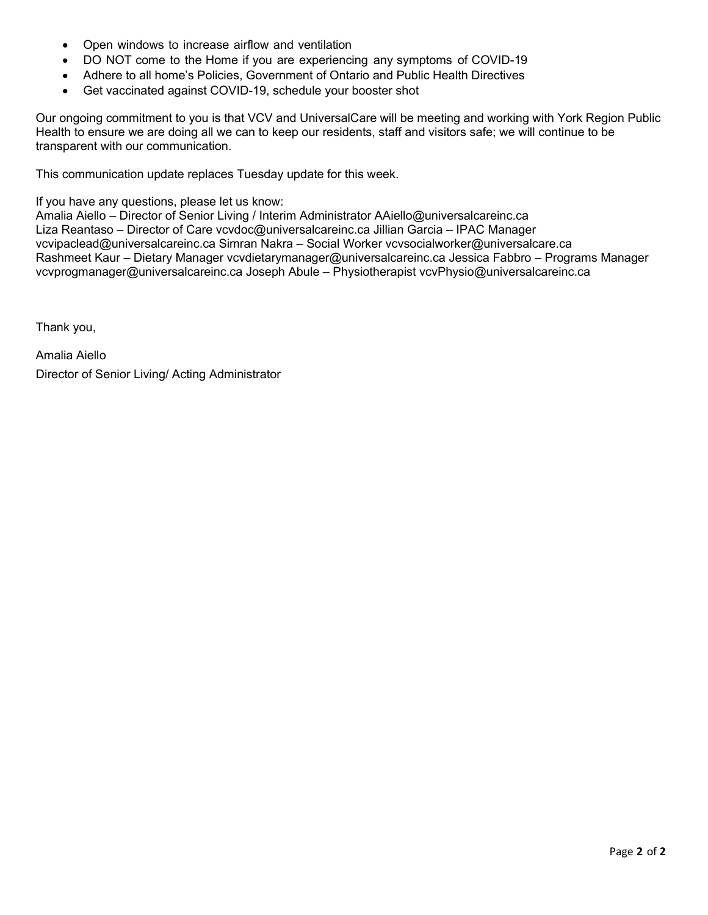- Open windows to increase airflow and ventilation
- DO NOT come to the Home if you are experiencing any symptoms of COVID-19
- Adhere to all home's Policies, Government of Ontario and Public Health Directives
- Get vaccinated against COVID-19, schedule your booster shot

Our ongoing commitment to you is that VCV and UniversalCare will be meeting and working with York Region Public Health to ensure we are doing all we can to keep our residents, staff and visitors safe; we will continue to be transparent with our communication.

This communication update replaces Tuesday update for this week.

If you have any questions, please let us know:
Amalia Aiello – Director of Senior Living / Interim Administrator AAiello@universalcareinc.ca
Liza Reantaso – Director of Care vcvdoc@universalcareinc.ca Jillian Garcia – IPAC Manager vcvipaclead@universalcareinc.ca Simran Nakra – Social Worker vcvsocialworker@universalcare.ca
Rashmeet Kaur – Dietary Manager vcvdietarymanager@universalcareinc.ca Jessica Fabbro – Programs Manager vcvprogmanager@universalcareinc.ca Joseph Abule – Physiotherapist vcvPhysio@universalcareinc.ca

Thank you,

Amalia Aiello

Director of Senior Living/ Acting Administrator